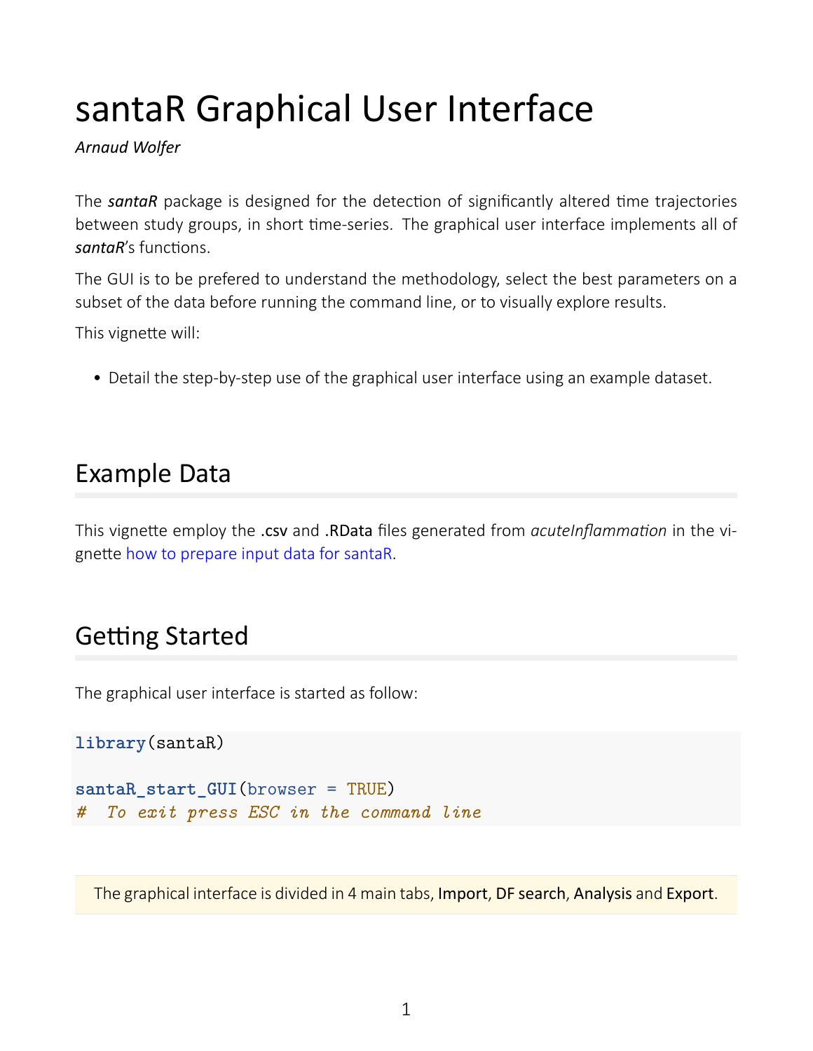# santaR Graphical User Interface

*Arnaud Wolfer*

The ***santaR*** package is designed for the detection of significantly altered time trajectories between study groups, in short time-series. The graphical user interface implements all of ***santaR***'s functions.

The GUI is to be prefered to understand the methodology, select the best parameters on a subset of the data before running the command line, or to visually explore results.

This vignette will:

- Detail the step-by-step use of the graphical user interface using an example dataset.

## Example Data

This vignette employ the .csv and .RData files generated from *acuteInflammation* in the vignette how to prepare input data for santaR.

## Getting Started

The graphical user interface is started as follow:

```
library(santaR)

santaR_start_GUI(browser = TRUE)
#  To exit press ESC in the command line
```

The graphical interface is divided in 4 main tabs, Import, DF search, Analysis and Export.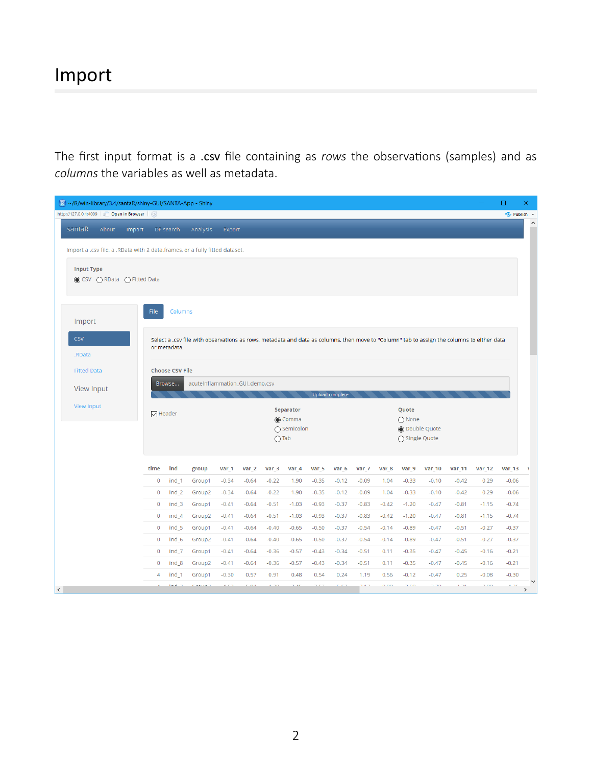# Import

The first input format is a **.csv** file containing as *rows* the observations (samples) and as *columns* the variables as well as metadata.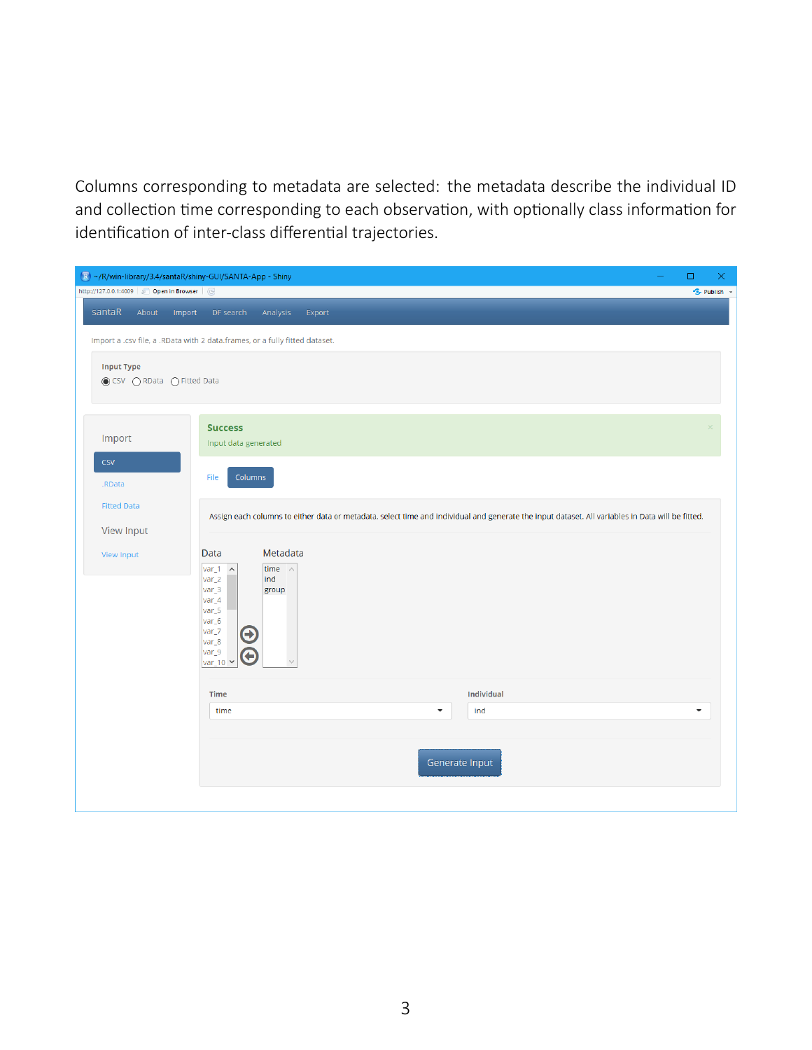Columns corresponding to metadata are selected: the metadata describe the individual ID and collection time corresponding to each observation, with optionally class information for identification of inter-class differential trajectories.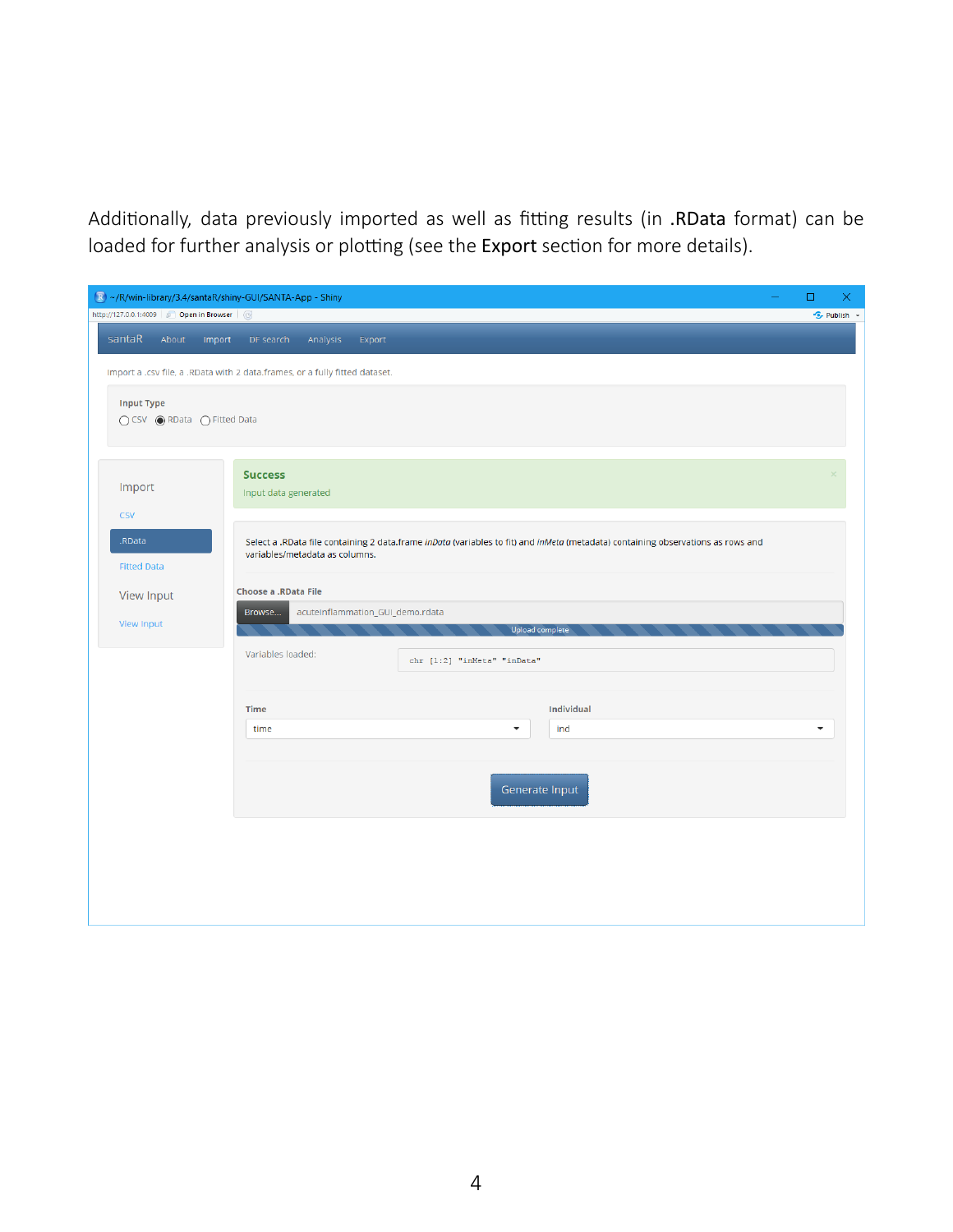Additionally, data previously imported as well as fitting results (in **.RData** format) can be loaded for further analysis or plotting (see the **Export** section for more details).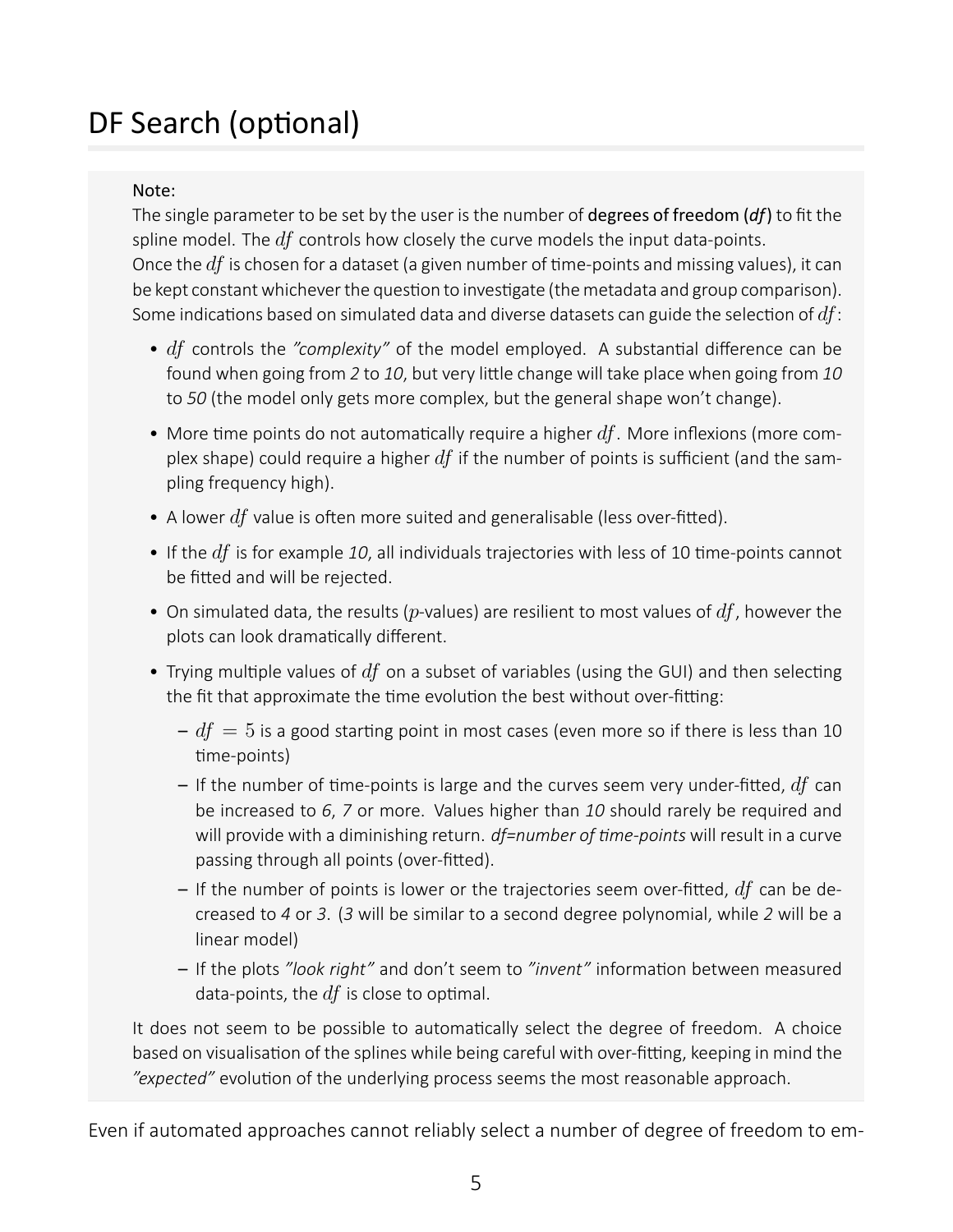# DF Search (optional)

Note:
The single parameter to be set by the user is the number of **degrees of freedom (*df*)** to fit the spline model. The $df$ controls how closely the curve models the input data-points.
Once the $df$ is chosen for a dataset (a given number of time-points and missing values), it can be kept constant whichever the question to investigate (the metadata and group comparison).
Some indications based on simulated data and diverse datasets can guide the selection of $df$:

- $df$ controls the *"complexity"* of the model employed. A substantial difference can be found when going from *2* to *10*, but very little change will take place when going from *10* to *50* (the model only gets more complex, but the general shape won't change).
- More time points do not automatically require a higher $df$. More inflexions (more complex shape) could require a higher $df$ if the number of points is sufficient (and the sampling frequency high).
- A lower $df$ value is often more suited and generalisable (less over-fitted).
- If the $df$ is for example *10*, all individuals trajectories with less of 10 time-points cannot be fitted and will be rejected.
- On simulated data, the results ($p$-values) are resilient to most values of $df$, however the plots can look dramatically different.
- Trying multiple values of $df$ on a subset of variables (using the GUI) and then selecting the fit that approximate the time evolution the best without over-fitting:
  - $df = 5$ is a good starting point in most cases (even more so if there is less than 10 time-points)
  - If the number of time-points is large and the curves seem very under-fitted, $df$ can be increased to *6*, *7* or more. Values higher than *10* should rarely be required and will provide with a diminishing return. *df=number of time-points* will result in a curve passing through all points (over-fitted).
  - If the number of points is lower or the trajectories seem over-fitted, $df$ can be decreased to *4* or *3*. (*3* will be similar to a second degree polynomial, while *2* will be a linear model)
  - If the plots *"look right"* and don't seem to *"invent"* information between measured data-points, the $df$ is close to optimal.

It does not seem to be possible to automatically select the degree of freedom. A choice based on visualisation of the splines while being careful with over-fitting, keeping in mind the *"expected"* evolution of the underlying process seems the most reasonable approach.

Even if automated approaches cannot reliably select a number of degree of freedom to em-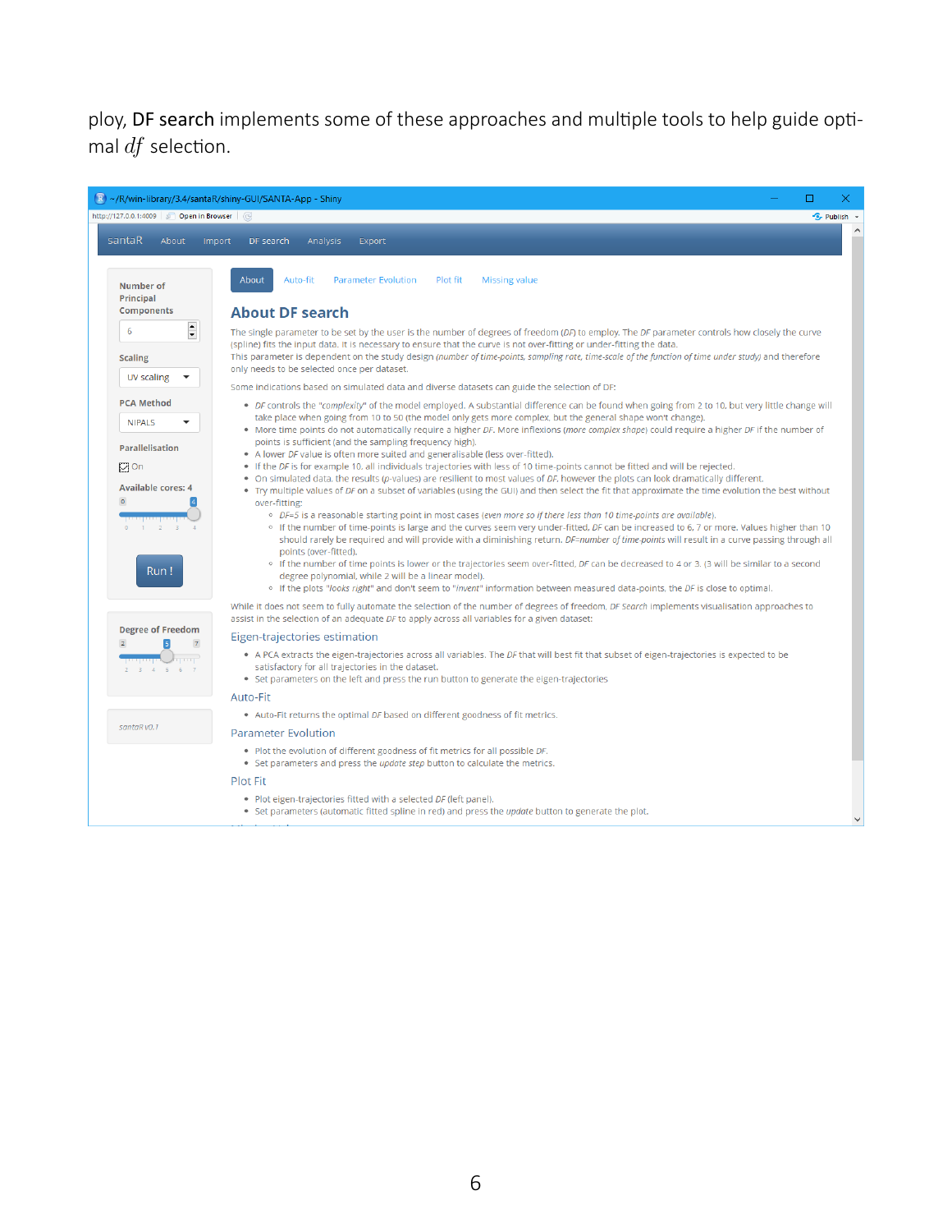ploy, **DF search** implements some of these approaches and multiple tools to help guide optimal $df$ selection.

~/R/win-library/3.4/santaR/shiny-GUI/SANTA-App - Shiny

http://127.0.0.1:4009 | Open in Browser | Publish

santaR | About | Import | DF search | Analysis | Export

Number of Principal Components: 6

Scaling: UV scaling

PCA Method: NIPALS

Parallelisation: On

Available cores: 4

Run !

Degree of Freedom: 5

santaR v0.1

About | Auto-fit | Parameter Evolution | Plot fit | Missing value

## About DF search

The single parameter to be set by the user is the number of degrees of freedom (*DF*) to employ. The *DF* parameter controls how closely the curve (spline) fits the input data. It is necessary to ensure that the curve is not over-fitting or under-fitting the data.
This parameter is dependent on the study design (*number of time-points, sampling rate, time-scale of the function of time under study*) and therefore only needs to be selected once per dataset.

Some indications based on simulated data and diverse datasets can guide the selection of DF:

- *DF* controls the "*complexity*" of the model employed. A substantial difference can be found when going from 2 to 10, but very little change will take place when going from 10 to 50 (the model only gets more complex, but the general shape won't change).
- More time points do not automatically require a higher *DF*. More inflexions (*more complex shape*) could require a higher *DF* if the number of points is sufficient (and the sampling frequency high).
- A lower *DF* value is often more suited and generalisable (less over-fitted).
- If the *DF* is for example 10, all individuals trajectories with less of 10 time-points cannot be fitted and will be rejected.
- On simulated data, the results (*p*-values) are resilient to most values of *DF*, however the plots can look dramatically different.
- Try multiple values of *DF* on a subset of variables (using the GUI) and then select the fit that approximate the time evolution the best without over-fitting:
  - *DF=5* is a reasonable starting point in most cases (*even more so if there less than 10 time-points are available*).
  - If the number of time-points is large and the curves seem very under-fitted, *DF* can be increased to 6, 7 or more. Values higher than 10 should rarely be required and will provide with a diminishing return. *DF=number of time-points* will result in a curve passing through all points (over-fitted).
  - If the number of time points is lower or the trajectories seem over-fitted, *DF* can be decreased to 4 or 3. (3 will be similar to a second degree polynomial, while 2 will be a linear model).
  - If the plots "*looks right*" and don't seem to "*invent*" information between measured data-points, the *DF* is close to optimal.

While it does not seem to fully automate the selection of the number of degrees of freedom, *DF Search* implements visualisation approaches to assist in the selection of an adequate *DF* to apply across all variables for a given dataset:

### Eigen-trajectories estimation

- A PCA extracts the eigen-trajectories across all variables. The *DF* that will best fit that subset of eigen-trajectories is expected to be satisfactory for all trajectories in the dataset.
- Set parameters on the left and press the run button to generate the eigen-trajectories

### Auto-Fit

- Auto-Fit returns the optimal *DF* based on different goodness of fit metrics.

### Parameter Evolution

- Plot the evolution of different goodness of fit metrics for all possible *DF*.
- Set parameters and press the *update step* button to calculate the metrics.

### Plot Fit

- Plot eigen-trajectories fitted with a selected *DF* (left panel).
- Set parameters (automatic fitted spline in red) and press the *update* button to generate the plot.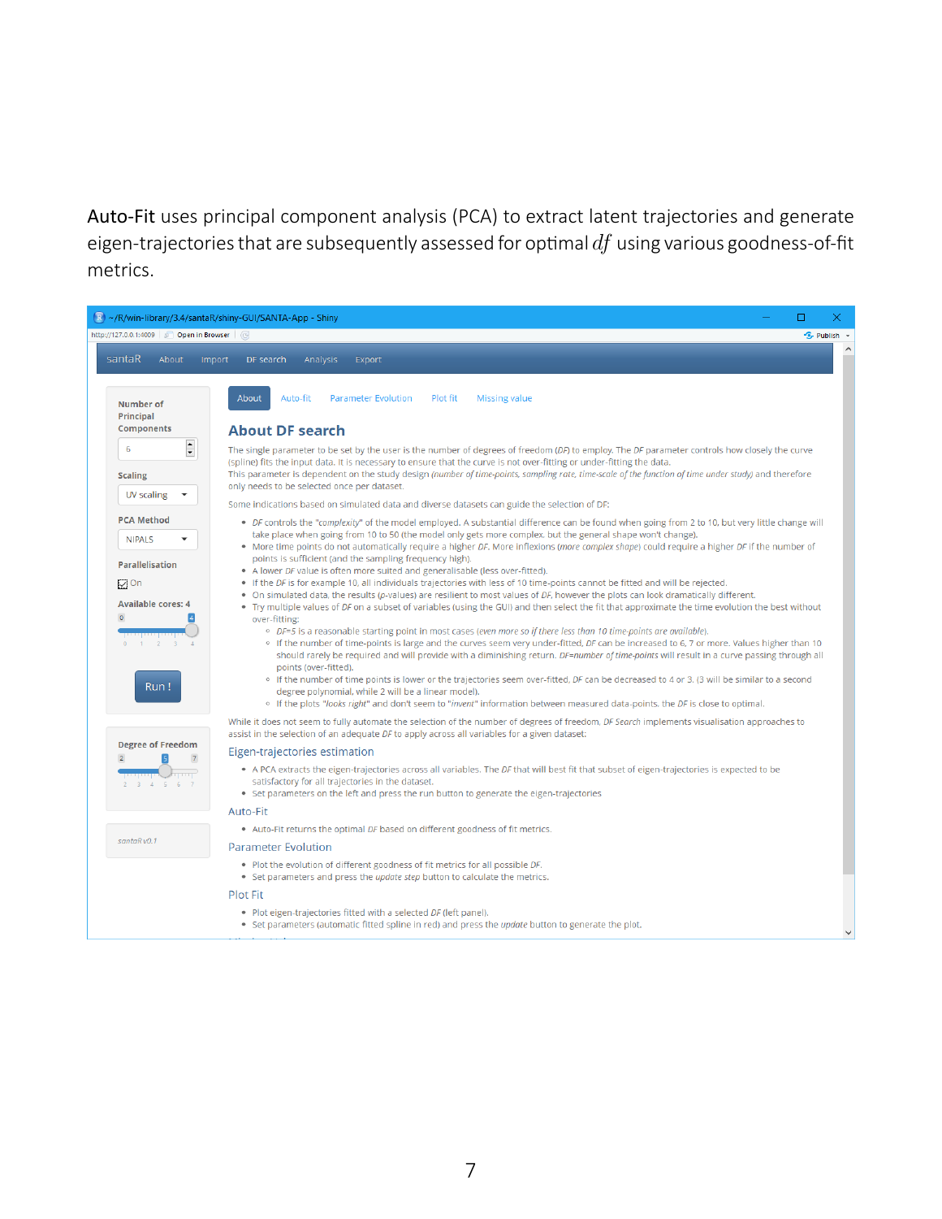**Auto-Fit** uses principal component analysis (PCA) to extract latent trajectories and generate eigen-trajectories that are subsequently assessed for optimal $df$ using various goodness-of-fit metrics.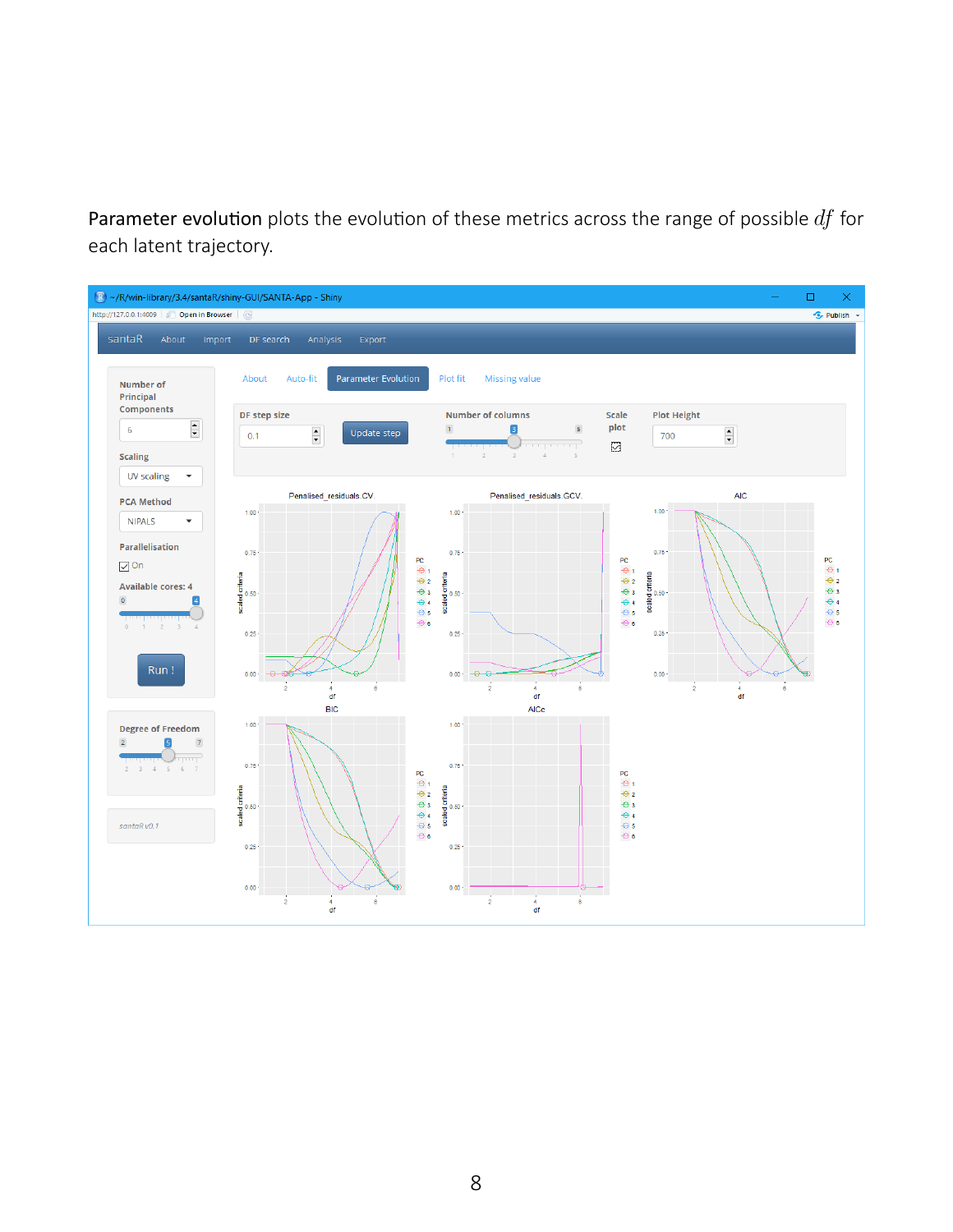**Parameter evolution** plots the evolution of these metrics across the range of possible $df$ for each latent trajectory.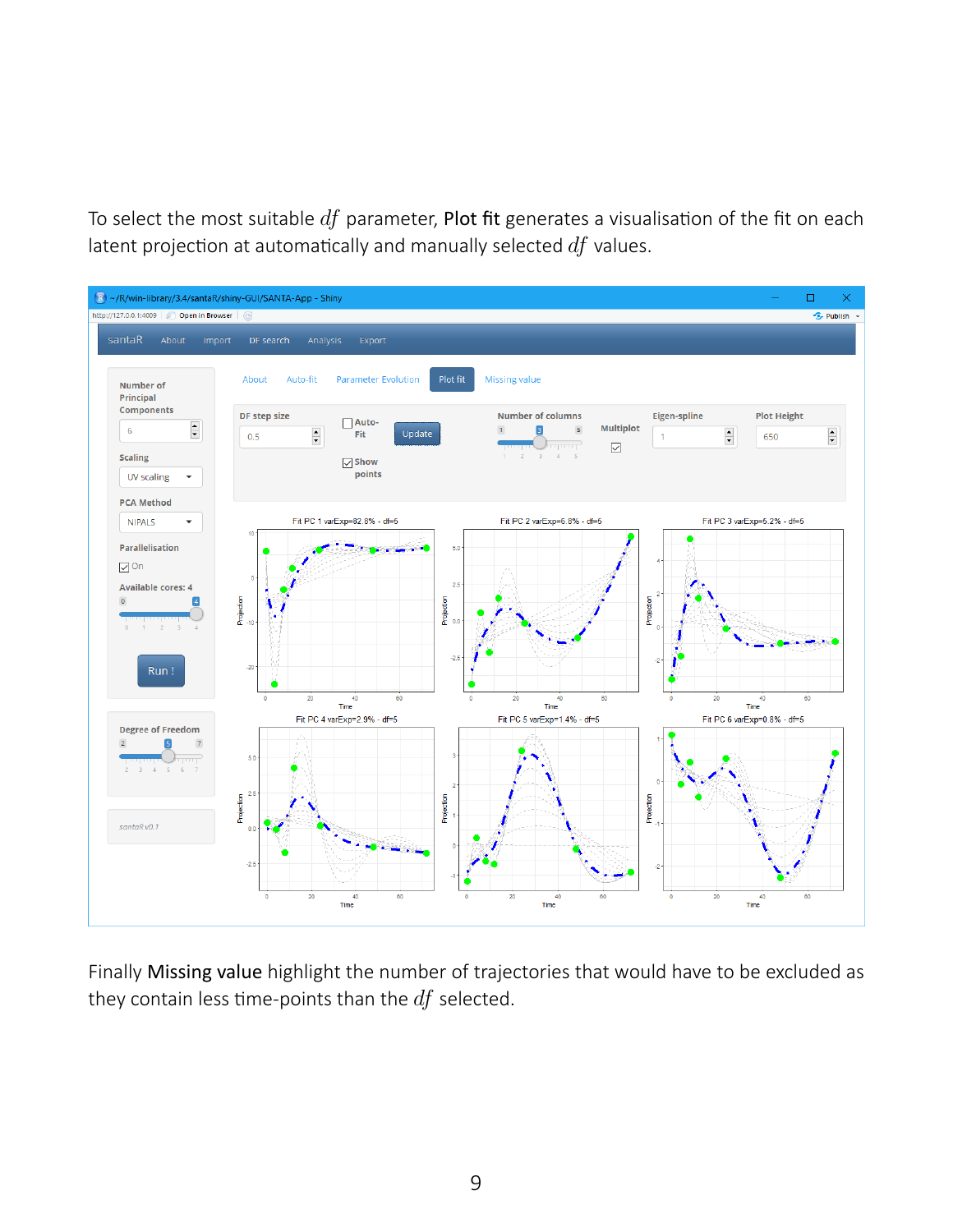To select the most suitable $df$ parameter, **Plot fit** generates a visualisation of the fit on each latent projection at automatically and manually selected $df$ values.

Finally **Missing value** highlight the number of trajectories that would have to be excluded as they contain less time-points than the $df$ selected.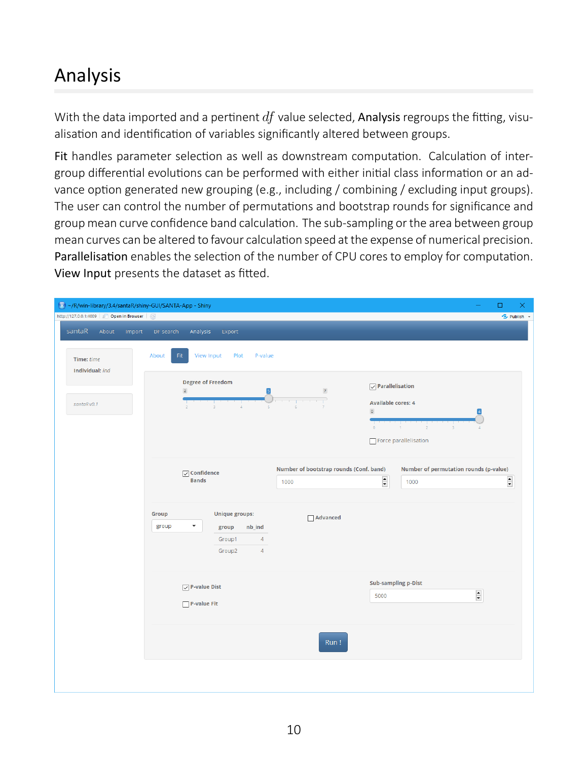# Analysis

With the data imported and a pertinent $df$ value selected, **Analysis** regroups the fitting, visualisation and identification of variables significantly altered between groups.

**Fit** handles parameter selection as well as downstream computation. Calculation of intergroup differential evolutions can be performed with either initial class information or an advance option generated new grouping (e.g., including / combining / excluding input groups). The user can control the number of permutations and bootstrap rounds for significance and group mean curve confidence band calculation. The sub-sampling or the area between group mean curves can be altered to favour calculation speed at the expense of numerical precision. **Parallelisation** enables the selection of the number of CPU cores to employ for computation. **View Input** presents the dataset as fitted.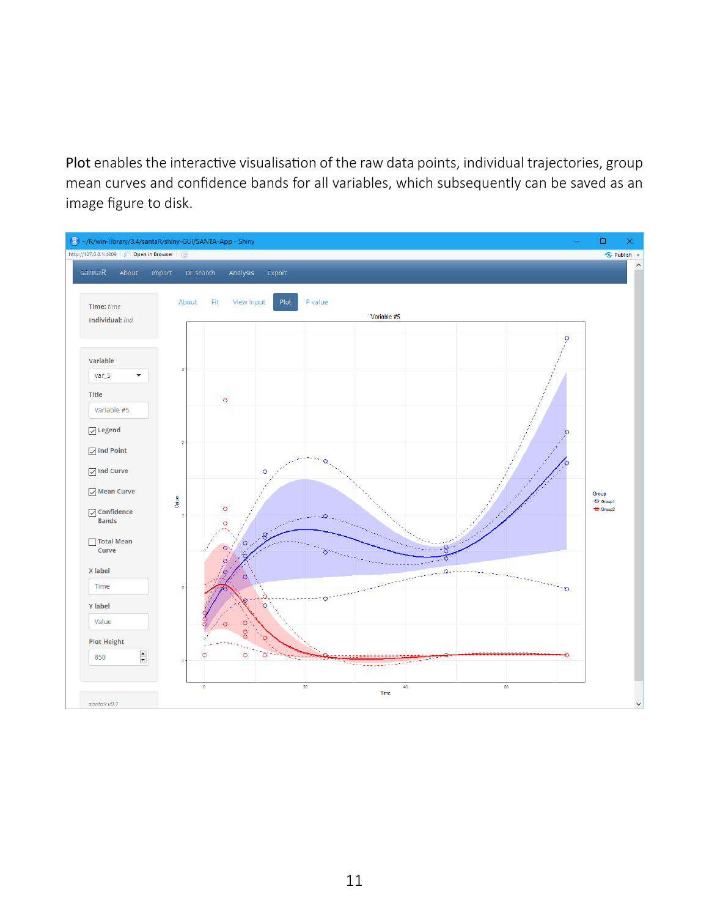**Plot** enables the interactive visualisation of the raw data points, individual trajectories, group mean curves and confidence bands for all variables, which subsequently can be saved as an image figure to disk.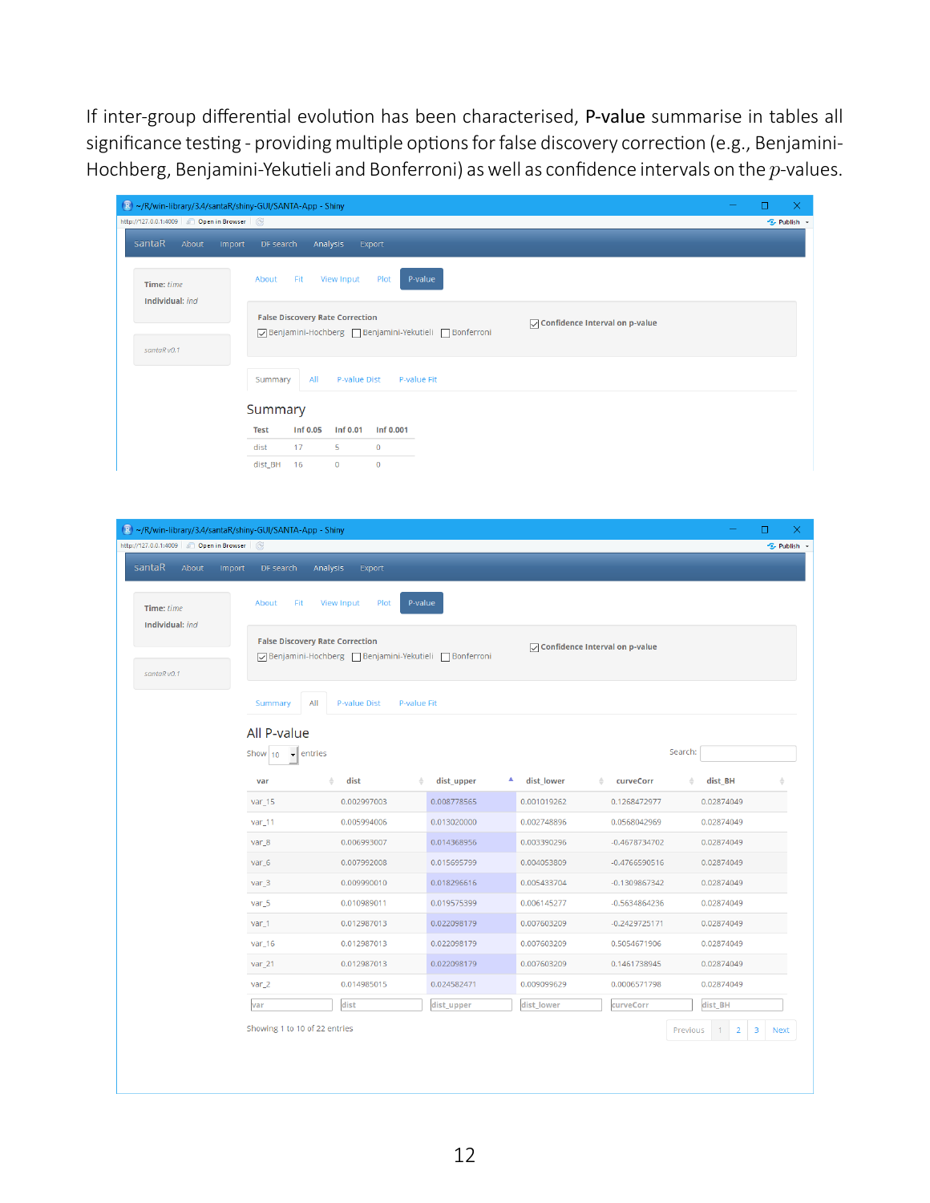If inter-group differential evolution has been characterised, **P-value** summarise in tables all significance testing - providing multiple options for false discovery correction (e.g., Benjamini-Hochberg, Benjamini-Yekutieli and Bonferroni) as well as confidence intervals on the $p$-values.

~/R/win-library/3.4/santaR/shiny-GUI/SANTA-App - Shiny

santaR | About | Import | DF search | Analysis | Export

**Time:** *time*

**Individual:** *ind*

*santaR v0.1*

About | Fit | View Input | Plot | P-value

**False Discovery Rate Correction**

- [x] Benjamini-Hochberg
- [ ] Benjamini-Yekutieli
- [ ] Bonferroni

- [x] **Confidence Interval on p-value**

Summary | All | P-value Dist | P-value Fit

## Summary

| Test | Inf 0.05 | Inf 0.01 | Inf 0.001 |
|---|---|---|---|
| dist | 17 | 5 | 0 |
| dist_BH | 16 | 0 | 0 |

~/R/win-library/3.4/santaR/shiny-GUI/SANTA-App - Shiny

santaR | About | Import | DF search | Analysis | Export

**Time:** *time*

**Individual:** *ind*

*santaR v0.1*

About | Fit | View Input | Plot | P-value

**False Discovery Rate Correction**

- [x] Benjamini-Hochberg
- [ ] Benjamini-Yekutieli
- [ ] Bonferroni

- [x] **Confidence Interval on p-value**

Summary | All | P-value Dist | P-value Fit

## All P-value

Show 10 entries    Search:

| var | dist | dist_upper | dist_lower | curveCorr | dist_BH |
|---|---|---|---|---|---|
| var_15 | 0.002997003 | 0.008778565 | 0.001019262 | 0.1268472977 | 0.02874049 |
| var_11 | 0.005994006 | 0.013020000 | 0.002748896 | 0.0568042969 | 0.02874049 |
| var_8 | 0.006993007 | 0.014368956 | 0.003390296 | -0.4678734702 | 0.02874049 |
| var_6 | 0.007992008 | 0.015695799 | 0.004053809 | -0.4766590516 | 0.02874049 |
| var_3 | 0.009990010 | 0.018296616 | 0.005433704 | -0.1309867342 | 0.02874049 |
| var_5 | 0.010989011 | 0.019575399 | 0.006145277 | -0.5634864236 | 0.02874049 |
| var_1 | 0.012987013 | 0.022098179 | 0.007603209 | -0.2429725171 | 0.02874049 |
| var_16 | 0.012987013 | 0.022098179 | 0.007603209 | 0.5054671906 | 0.02874049 |
| var_21 | 0.012987013 | 0.022098179 | 0.007603209 | 0.1461738945 | 0.02874049 |
| var_2 | 0.014985015 | 0.024582471 | 0.009099629 | 0.0006571798 | 0.02874049 |

Showing 1 to 10 of 22 entries    Previous 1 2 3 Next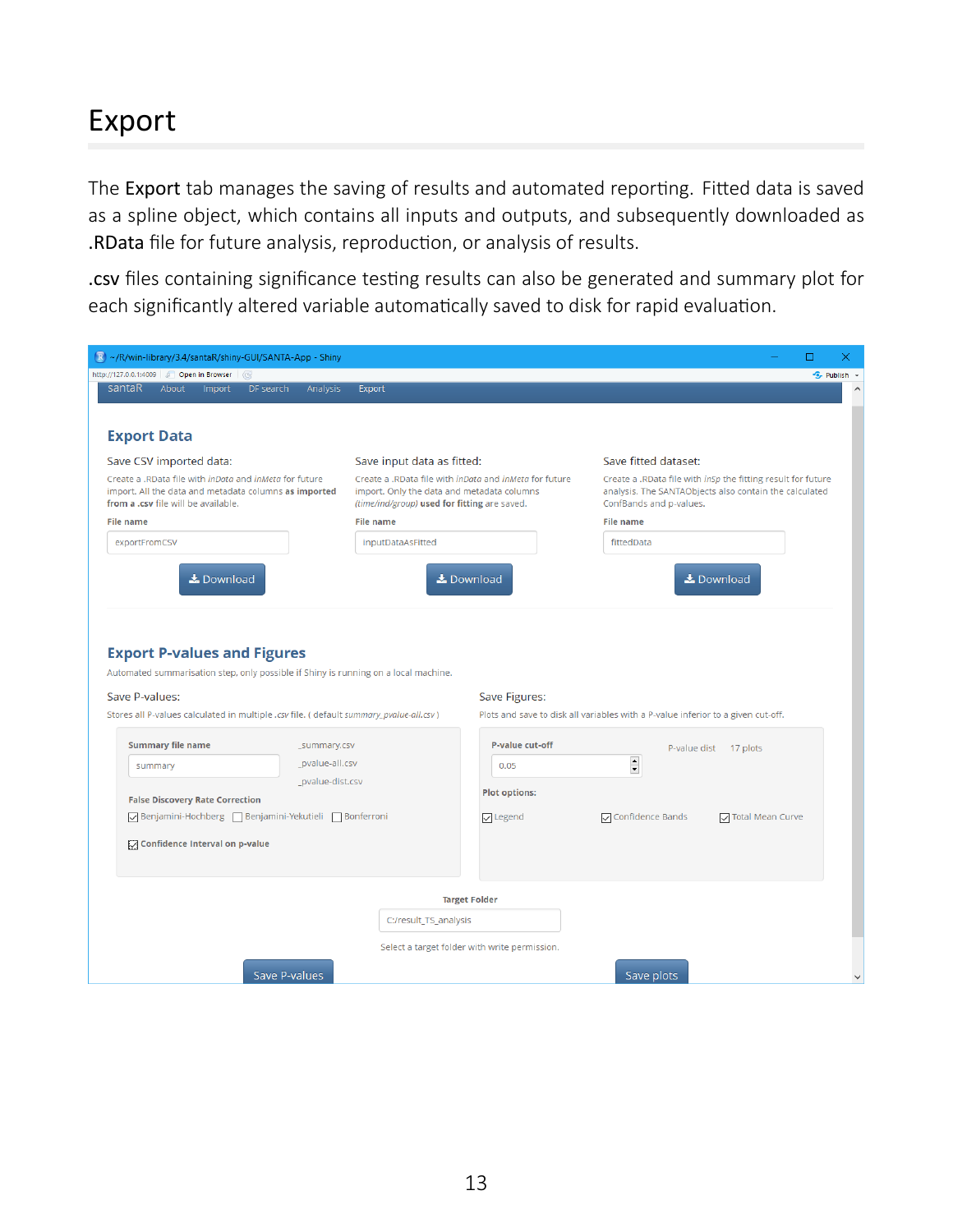# Export

The **Export** tab manages the saving of results and automated reporting. Fitted data is saved as a spline object, which contains all inputs and outputs, and subsequently downloaded as **.RData** file for future analysis, reproduction, or analysis of results.

**.csv** files containing significance testing results can also be generated and summary plot for each significantly altered variable automatically saved to disk for rapid evaluation.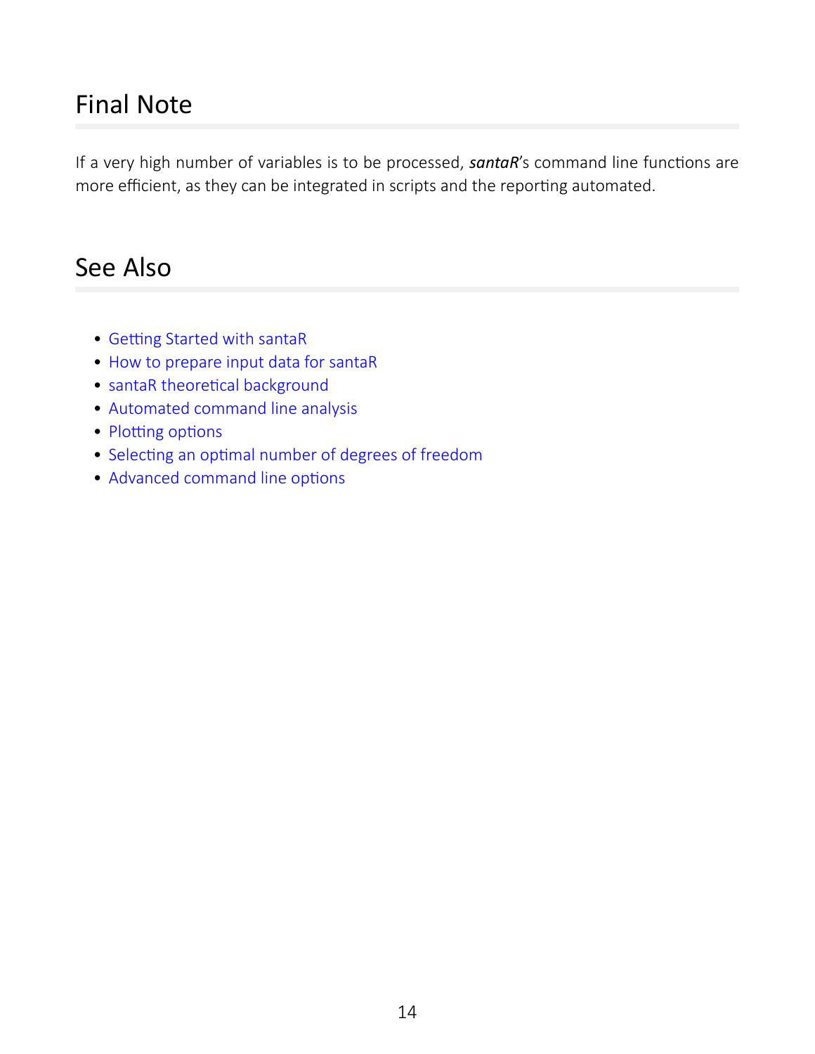## Final Note

If a very high number of variables is to be processed, ***santaR***'s command line functions are more efficient, as they can be integrated in scripts and the reporting automated.

## See Also

- Getting Started with santaR
- How to prepare input data for santaR
- santaR theoretical background
- Automated command line analysis
- Plotting options
- Selecting an optimal number of degrees of freedom
- Advanced command line options